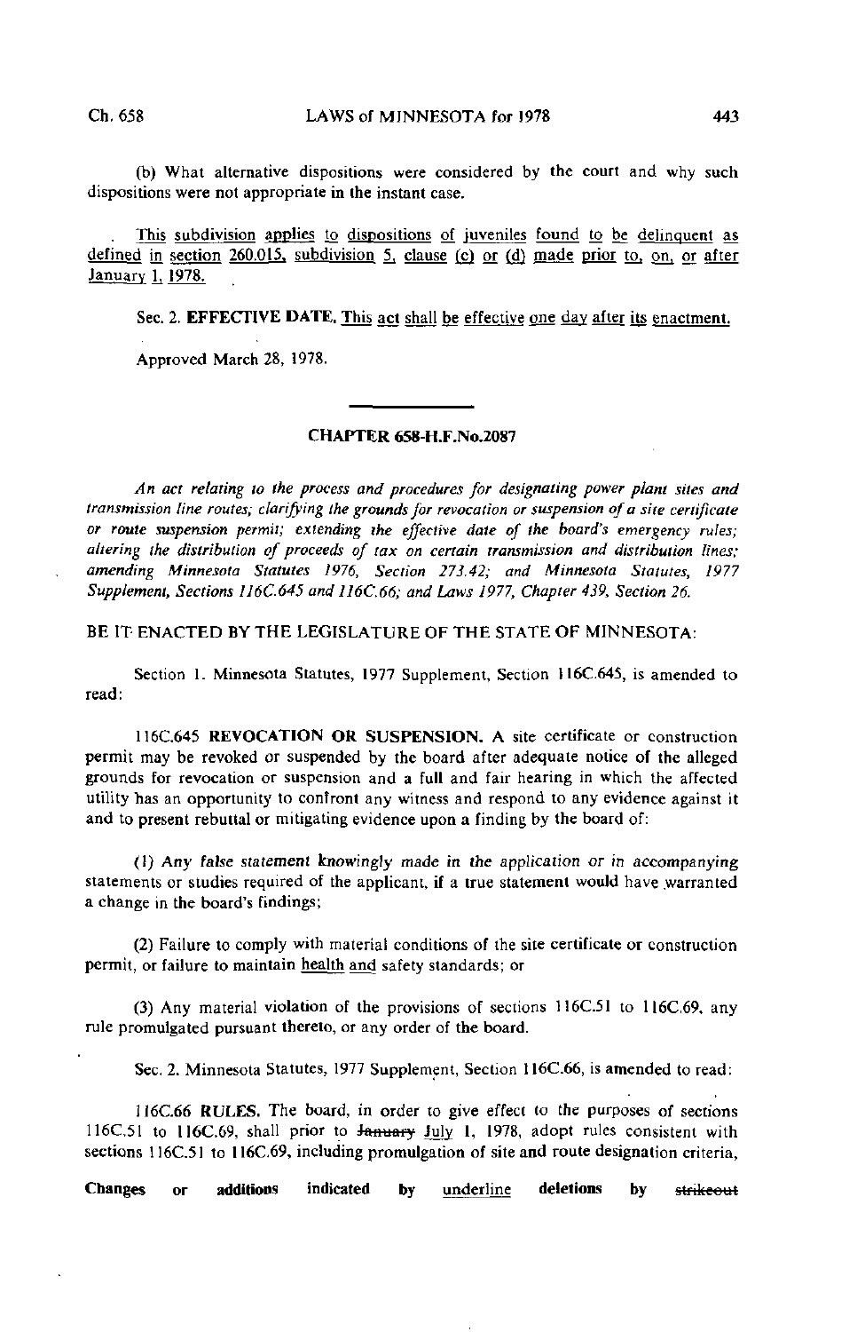(b) What alternative dispositions were considered by the court and why such dispositions were not appropriate in the instant case.

<u>This subdivision applies to dispositions of juveniles found to be delinquent as defined in section 260.015, subdivision 5, clause (c) or (d) made prior to, on, or after January 1, 1978.</u>

Sec. 2. **EFFECTIVE DATE.** <u>This act shall be effective one day after its enactment.</u>

Approved March 28, 1978.

## CHAPTER 658-H.F.No.2087

*An act relating to the process and procedures for designating power plant sites and transmission line routes; clarifying the grounds for revocation or suspension of a site certificate or route suspension permit; extending the effective date of the board's emergency rules; altering the distribution of proceeds of tax on certain transmission and distribution lines; amending Minnesota Statutes 1976, Section 273.42; and Minnesota Statutes, 1977 Supplement, Sections 116C.645 and 116C.66; and Laws 1977, Chapter 439, Section 26.*

BE IT ENACTED BY THE LEGISLATURE OF THE STATE OF MINNESOTA:

Section 1. Minnesota Statutes, 1977 Supplement, Section 116C.645, is amended to read:

116C.645 **REVOCATION OR SUSPENSION.** A site certificate or construction permit may be revoked or suspended by the board after adequate notice of the alleged grounds for revocation or suspension and a full and fair hearing in which the affected utility has an opportunity to confront any witness and respond to any evidence against it and to present rebuttal or mitigating evidence upon a finding by the board of:

(1) Any false statement knowingly made in the application or in accompanying statements or studies required of the applicant, if a true statement would have warranted a change in the board's findings;

(2) Failure to comply with material conditions of the site certificate or construction permit, or failure to maintain <u>health and</u> safety standards; or

(3) Any material violation of the provisions of sections 116C.51 to 116C.69, any rule promulgated pursuant thereto, or any order of the board.

Sec. 2. Minnesota Statutes, 1977 Supplement, Section 116C.66, is amended to read:

116C.66 **RULES.** The board, in order to give effect to the purposes of sections 116C.51 to 116C.69, shall prior to ~~January~~ <u>July</u> 1, 1978, adopt rules consistent with sections 116C.51 to 116C.69, including promulgation of site and route designation criteria,

**Changes or additions indicated by** <u>underline</u> **deletions by** ~~strikeout~~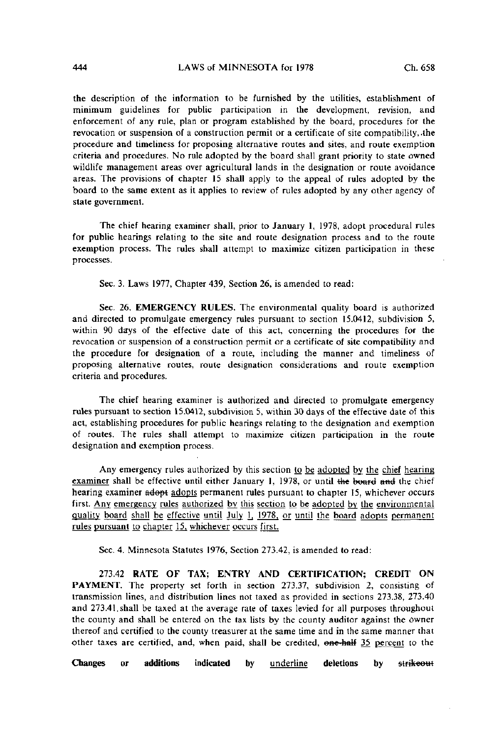the description of the information to be furnished by the utilities, establishment of minimum guidelines for public participation in the development, revision, and enforcement of any rule, plan or program established by the board, procedures for the revocation or suspension of a construction permit or a certificate of site compatibility, the procedure and timeliness for proposing alternative routes and sites, and route exemption criteria and procedures. No rule adopted by the board shall grant priority to state owned wildlife management areas over agricultural lands in the designation or route avoidance areas. The provisions of chapter 15 shall apply to the appeal of rules adopted by the board to the same extent as it applies to review of rules adopted by any other agency of state government.

The chief hearing examiner shall, prior to January 1, 1978, adopt procedural rules for public hearings relating to the site and route designation process and to the route exemption process. The rules shall attempt to maximize citizen participation in these processes.

Sec. 3. Laws 1977, Chapter 439, Section 26, is amended to read:

Sec. 26. **EMERGENCY RULES.** The environmental quality board is authorized and directed to promulgate emergency rules pursuant to section 15.0412, subdivision 5, within 90 days of the effective date of this act, concerning the procedures for the revocation or suspension of a construction permit or a certificate of site compatibility and the procedure for designation of a route, including the manner and timeliness of proposing alternative routes, route designation considerations and route exemption criteria and procedures.

The chief hearing examiner is authorized and directed to promulgate emergency rules pursuant to section 15.0412, subdivision 5, within 30 days of the effective date of this act, establishing procedures for public hearings relating to the designation and exemption of routes. The rules shall attempt to maximize citizen participation in the route designation and exemption process.

Any emergency rules authorized by this section <u>to be adopted by the chief hearing examiner</u> shall be effective until either January 1, 1978, or until ~~the board and~~ the chief hearing examiner ~~adopt~~ <u>adopts</u> permanent rules pursuant to chapter 15, whichever occurs first. <u>Any emergency rules authorized by this section to be adopted by the environmental quality board shall be effective until July 1, 1978, or until the board adopts permanent rules pursuant to chapter 15, whichever occurs first.</u>

Sec. 4. Minnesota Statutes 1976, Section 273.42, is amended to read:

273.42 **RATE OF TAX; ENTRY AND CERTIFICATION; CREDIT ON PAYMENT.** The property set forth in section 273.37, subdivision 2, consisting of transmission lines, and distribution lines not taxed as provided in sections 273.38, 273.40 and 273.41 shall be taxed at the average rate of taxes levied for all purposes throughout the county and shall be entered on the tax lists by the county auditor against the owner thereof and certified to the county treasurer at the same time and in the same manner that other taxes are certified, and, when paid, shall be credited, ~~one-half~~ <u>35 percent</u> to the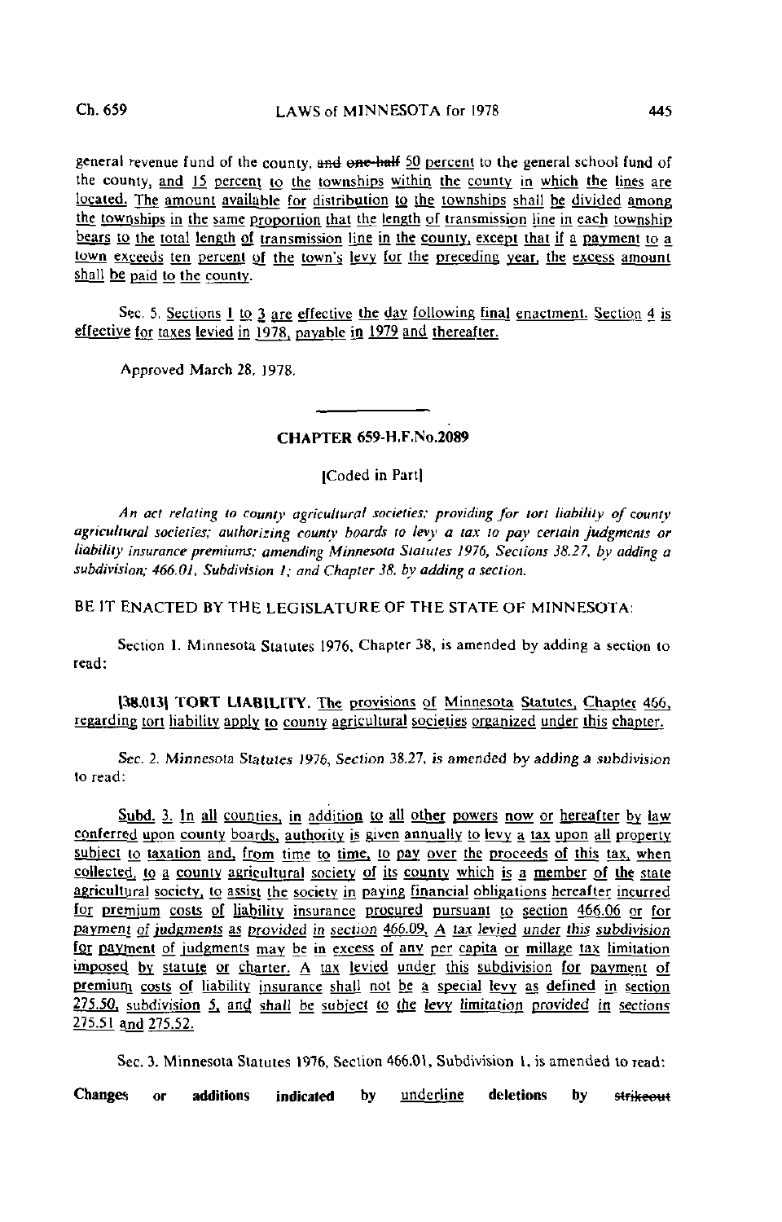general revenue fund of the county, ~~and one-half~~ 50 percent to the general school fund of the county, and 15 percent to the townships within the county in which the lines are located. The amount available for distribution to the townships shall be divided among the townships in the same proportion that the length of transmission line in each township bears to the total length of transmission line in the county, except that if a payment to a town exceeds ten percent of the town's levy for the preceding year, the excess amount shall be paid to the county.

Sec. 5. Sections 1 to 3 are effective the day following final enactment. Section 4 is effective for taxes levied in 1978, payable in 1979 and thereafter.

Approved March 28, 1978.

## CHAPTER 659-H.F.No.2089

[Coded in Part]

*An act relating to county agricultural societies; providing for tort liability of county agricultural societies; authorizing county boards to levy a tax to pay certain judgments or liability insurance premiums; amending Minnesota Statutes 1976, Sections 38.27, by adding a subdivision; 466.01, Subdivision 1; and Chapter 38, by adding a section.*

BE IT ENACTED BY THE LEGISLATURE OF THE STATE OF MINNESOTA:

Section 1. Minnesota Statutes 1976, Chapter 38, is amended by adding a section to read:

**[38.013] TORT LIABILITY.** The provisions of Minnesota Statutes, Chapter 466, regarding tort liability apply to county agricultural societies organized under this chapter.

Sec. 2. *Minnesota Statutes 1976, Section 38.27, is amended by adding a subdivision to read:*

Subd. 3. In all counties, in addition to all other powers now or hereafter by law conferred upon county boards, authority is given annually to levy a tax upon all property subject to taxation and, from time to time, to pay over the proceeds of this tax, when collected, to a county agricultural society of its county which is a member of the state agricultural society, to assist the society in paying financial obligations hereafter incurred for premium costs of liability insurance procured pursuant to section 466.06 or for payment of judgments as provided in section 466.09. A tax levied under this subdivision for payment of judgments may be in excess of any per capita or millage tax limitation imposed by statute or charter. A tax levied under this subdivision for payment of premium costs of liability insurance shall not be a special levy as defined in section 275.50, subdivision 5, and shall be subject to the levy limitation provided in sections 275.51 and 275.52.

Sec. 3. Minnesota Statutes 1976, Section 466.01, Subdivision 1, is amended to read:

**Changes or additions indicated by** underline **deletions by** ~~strikeout~~